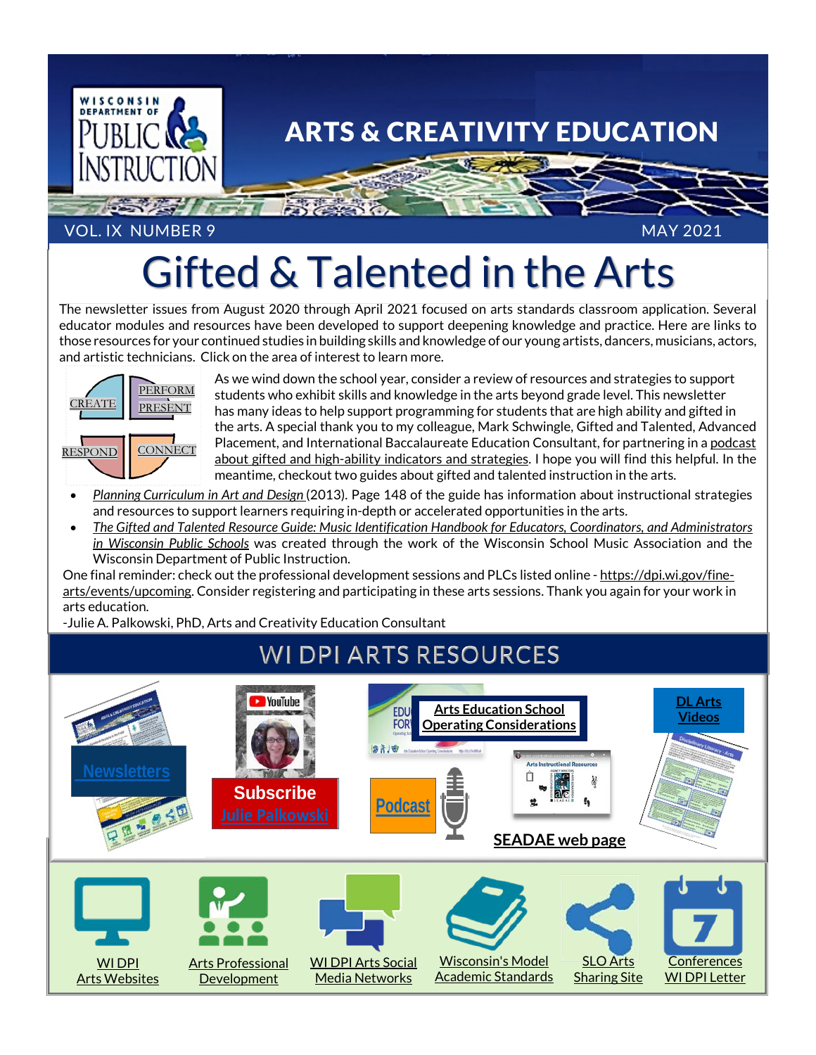# ARTS & CREATIVITY EDUCATION

VOL. IX NUMBER 9 MAY 2021

# Gifted & Talented in the Arts

The newsletter issues from August 2020 through April 2021 focused on arts standards classroom application. Several educator modules and resources have been developed to support deepening knowledge and practice. Here are links to those resources for your continued studies in building skills and knowledge of our young artists, dancers, musicians, actors, and artistic technicians. Click on the area of interest to learn more.

CREATE | PERFORM PRESENT | RESPOND | CONNECT

As we wind down the school year, consider a review of resources and strategies to support students who exhibit skills and knowledge in the arts beyond grade level. This newsletter has many ideas to help support programming for students that are high ability and gifted in the arts. A special thank you to my colleague, Mark Schwingle, Gifted and Talented, Advanced Placement, and International Baccalaureate Education Consultant, for partnering in a podcast about gifted and high-ability indicators and strategies. I hope you will find this helpful. In the meantime, checkout two guides about gifted and talented instruction in the arts.

- *Planning Curriculum in Art and Design* (2013). Page 148 of the guide has information about instructional strategies and resources to support learners requiring in-depth or accelerated opportunities in the arts.
- *The Gifted and Talented Resource Guide: Music Identification Handbook for Educators, Coordinators, and Administrators in Wisconsin Public Schools* was created through the work of the Wisconsin School Music Association and the Wisconsin Department of Public Instruction.

One final reminder: check out the professional development sessions and PLCs listed online - https://dpi.wi.gov/fine-arts/events/upcoming. Consider registering and participating in these arts sessions. Thank you again for your work in arts education.

-Julie A. Palkowski, PhD, Arts and Creativity Education Consultant

## WI DPI ARTS RESOURCES

- Newsletters
- Subscribe Julie Palkowski
- Arts Education School Operating Considerations
- Podcast
- SEADAE web page
- DL Arts Videos
- WI DPI Arts Websites
- Arts Professional Development
- WI DPI Arts Social Media Networks
- Wisconsin's Model Academic Standards
- SLO Arts Sharing Site
- Conferences WI DPI Letter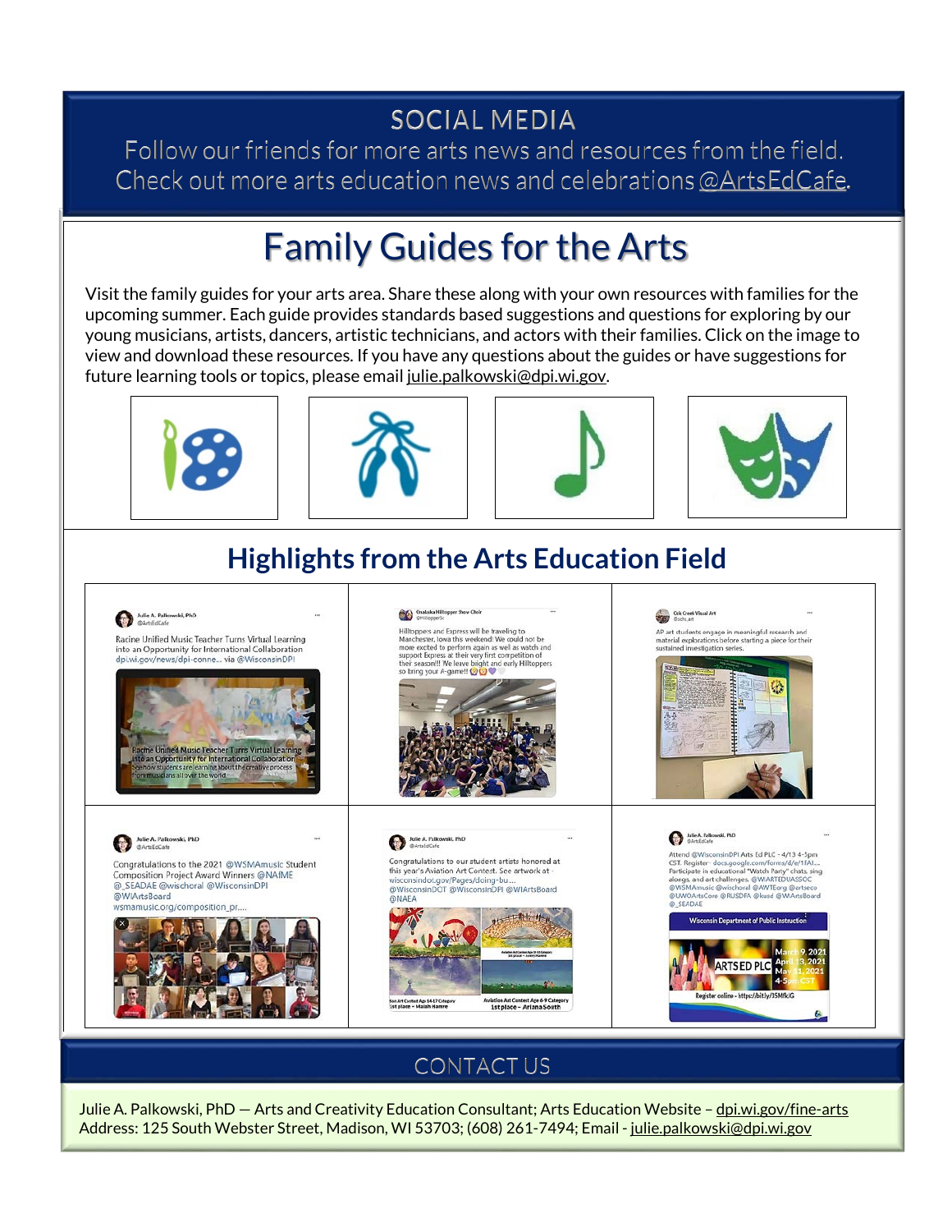## SOCIAL MEDIA

Follow our friends for more arts news and resources from the field.
Check out more arts education news and celebrations @ArtsEdCafe.

# Family Guides for the Arts

Visit the family guides for your arts area. Share these along with your own resources with families for the upcoming summer. Each guide provides standards based suggestions and questions for exploring by our young musicians, artists, dancers, artistic technicians, and actors with their families. Click on the image to view and download these resources. If you have any questions about the guides or have suggestions for future learning tools or topics, please email julie.palkowski@dpi.wi.gov.

## Highlights from the Arts Education Field

## CONTACT US

Julie A. Palkowski, PhD — Arts and Creativity Education Consultant; Arts Education Website - dpi.wi.gov/fine-arts
Address: 125 South Webster Street, Madison, WI 53703; (608) 261-7494; Email - julie.palkowski@dpi.wi.gov